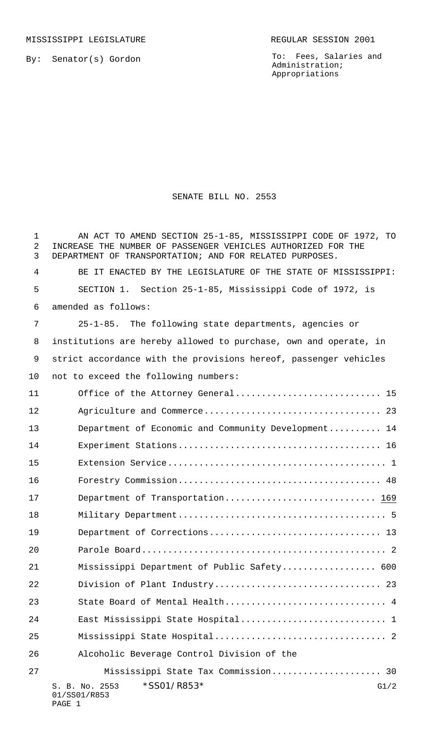MISSISSIPPI LEGISLATURE REGULAR SESSION 2001

By: Senator(s) Gordon

To: Fees, Salaries and Administration; Appropriations

# SENATE BILL NO. 2553

AN ACT TO AMEND SECTION 25-1-85, MISSISSIPPI CODE OF 1972, TO INCREASE THE NUMBER OF PASSENGER VEHICLES AUTHORIZED FOR THE DEPARTMENT OF TRANSPORTATION; AND FOR RELATED PURPOSES.

BE IT ENACTED BY THE LEGISLATURE OF THE STATE OF MISSISSIPPI:

SECTION 1. Section 25-1-85, Mississippi Code of 1972, is amended as follows:

25-1-85. The following state departments, agencies or institutions are hereby allowed to purchase, own and operate, in strict accordance with the provisions hereof, passenger vehicles not to exceed the following numbers:

Office of the Attorney General............................ 15

Agriculture and Commerce.................................. 23

Department of Economic and Community Development.......... 14

Experiment Stations....................................... 16

Extension Service......................................... 1

Forestry Commission....................................... 48

Department of Transportation............................. <u>169</u>

Military Department....................................... 5

Department of Corrections................................. 13

Parole Board.............................................. 2

Mississippi Department of Public Safety.................. 600

Division of Plant Industry................................ 23

State Board of Mental Health.............................. 4

East Mississippi State Hospital........................... 1

Mississippi State Hospital................................ 2

Alcoholic Beverage Control Division of the
Mississippi State Tax Commission..................... 30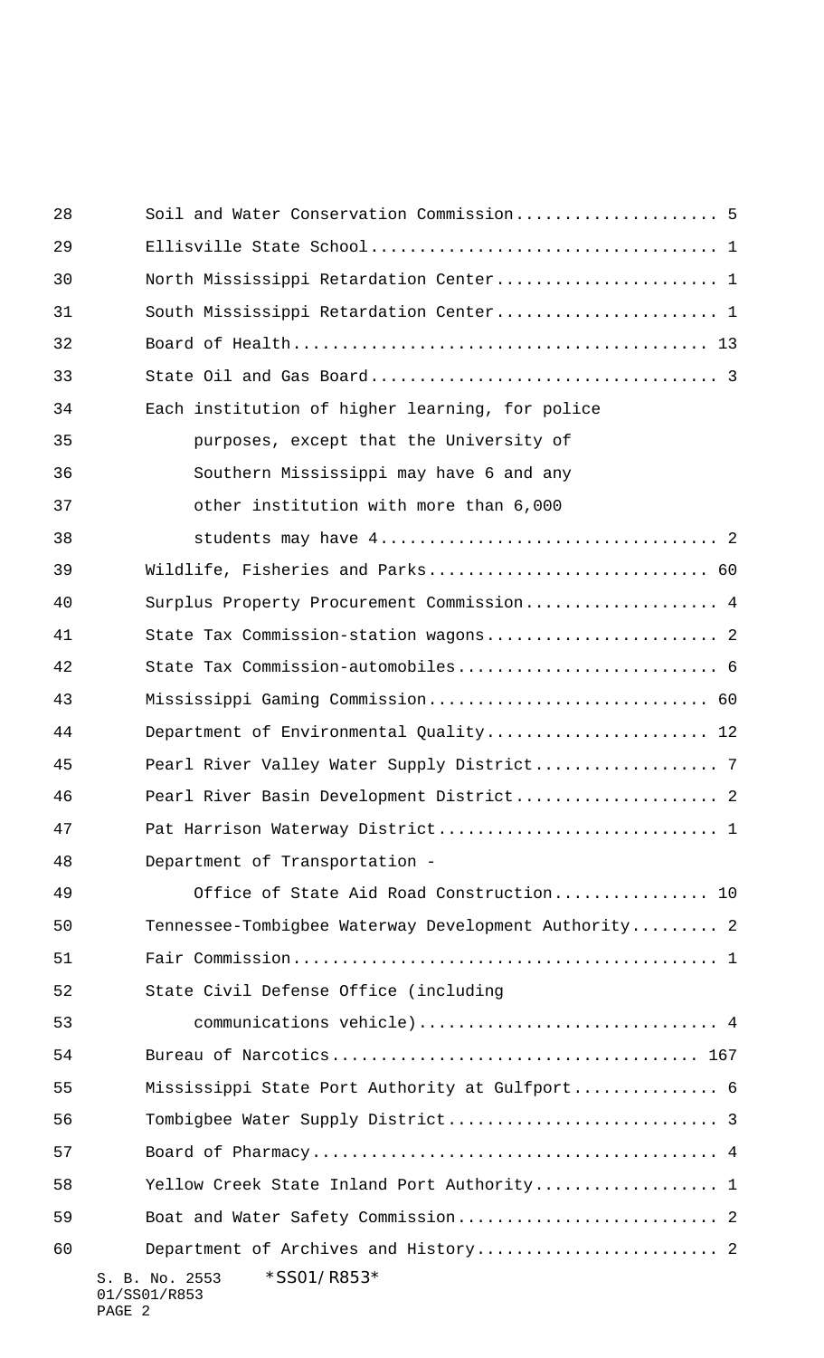| Agency | Number |
|---|---|
| Soil and Water Conservation Commission | 5 |
| Ellisville State School | 1 |
| North Mississippi Retardation Center | 1 |
| South Mississippi Retardation Center | 1 |
| Board of Health | 13 |
| State Oil and Gas Board | 3 |
| Each institution of higher learning, for police purposes, except that the University of Southern Mississippi may have 6 and any other institution with more than 6,000 students may have 4 | 2 |
| Wildlife, Fisheries and Parks | 60 |
| Surplus Property Procurement Commission | 4 |
| State Tax Commission-station wagons | 2 |
| State Tax Commission-automobiles | 6 |
| Mississippi Gaming Commission | 60 |
| Department of Environmental Quality | 12 |
| Pearl River Valley Water Supply District | 7 |
| Pearl River Basin Development District | 2 |
| Pat Harrison Waterway District | 1 |
| Department of Transportation - Office of State Aid Road Construction | 10 |
| Tennessee-Tombigbee Waterway Development Authority | 2 |
| Fair Commission | 1 |
| State Civil Defense Office (including communications vehicle) | 4 |
| Bureau of Narcotics | 167 |
| Mississippi State Port Authority at Gulfport | 6 |
| Tombigbee Water Supply District | 3 |
| Board of Pharmacy | 4 |
| Yellow Creek State Inland Port Authority | 1 |
| Boat and Water Safety Commission | 2 |
| Department of Archives and History | 2 |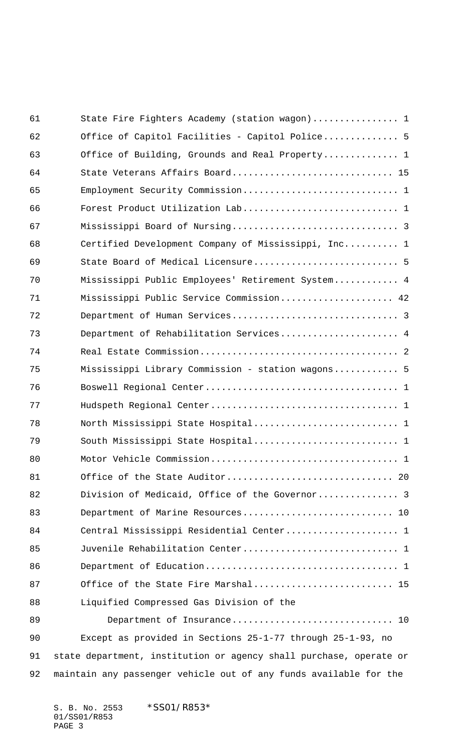| Agency | Number |
|---|---|
| State Fire Fighters Academy (station wagon) | 1 |
| Office of Capitol Facilities - Capitol Police | 5 |
| Office of Building, Grounds and Real Property | 1 |
| State Veterans Affairs Board | 15 |
| Employment Security Commission | 1 |
| Forest Product Utilization Lab | 1 |
| Mississippi Board of Nursing | 3 |
| Certified Development Company of Mississippi, Inc. | 1 |
| State Board of Medical Licensure | 5 |
| Mississippi Public Employees' Retirement System | 4 |
| Mississippi Public Service Commission | 42 |
| Department of Human Services | 3 |
| Department of Rehabilitation Services | 4 |
| Real Estate Commission | 2 |
| Mississippi Library Commission - station wagons | 5 |
| Boswell Regional Center | 1 |
| Hudspeth Regional Center | 1 |
| North Mississippi State Hospital | 1 |
| South Mississippi State Hospital | 1 |
| Motor Vehicle Commission | 1 |
| Office of the State Auditor | 20 |
| Division of Medicaid, Office of the Governor | 3 |
| Department of Marine Resources | 10 |
| Central Mississippi Residential Center | 1 |
| Juvenile Rehabilitation Center | 1 |
| Department of Education | 1 |
| Office of the State Fire Marshal | 15 |
| Liquified Compressed Gas Division of the Department of Insurance | 10 |

Except as provided in Sections 25-1-77 through 25-1-93, no state department, institution or agency shall purchase, operate or maintain any passenger vehicle out of any funds available for the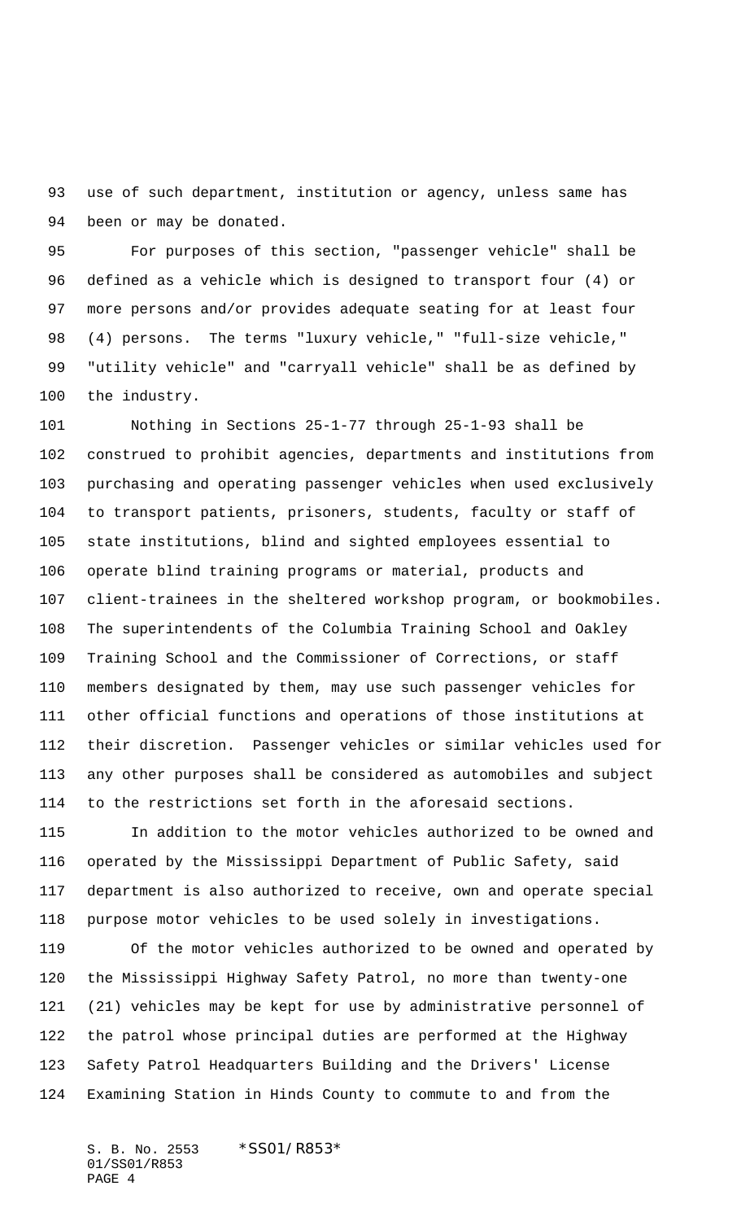use of such department, institution or agency, unless same has been or may be donated.

For purposes of this section, "passenger vehicle" shall be defined as a vehicle which is designed to transport four (4) or more persons and/or provides adequate seating for at least four (4) persons. The terms "luxury vehicle," "full-size vehicle," "utility vehicle" and "carryall vehicle" shall be as defined by the industry.

Nothing in Sections 25-1-77 through 25-1-93 shall be construed to prohibit agencies, departments and institutions from purchasing and operating passenger vehicles when used exclusively to transport patients, prisoners, students, faculty or staff of state institutions, blind and sighted employees essential to operate blind training programs or material, products and client-trainees in the sheltered workshop program, or bookmobiles. The superintendents of the Columbia Training School and Oakley Training School and the Commissioner of Corrections, or staff members designated by them, may use such passenger vehicles for other official functions and operations of those institutions at their discretion. Passenger vehicles or similar vehicles used for any other purposes shall be considered as automobiles and subject to the restrictions set forth in the aforesaid sections.

In addition to the motor vehicles authorized to be owned and operated by the Mississippi Department of Public Safety, said department is also authorized to receive, own and operate special purpose motor vehicles to be used solely in investigations.

Of the motor vehicles authorized to be owned and operated by the Mississippi Highway Safety Patrol, no more than twenty-one (21) vehicles may be kept for use by administrative personnel of the patrol whose principal duties are performed at the Highway Safety Patrol Headquarters Building and the Drivers' License Examining Station in Hinds County to commute to and from the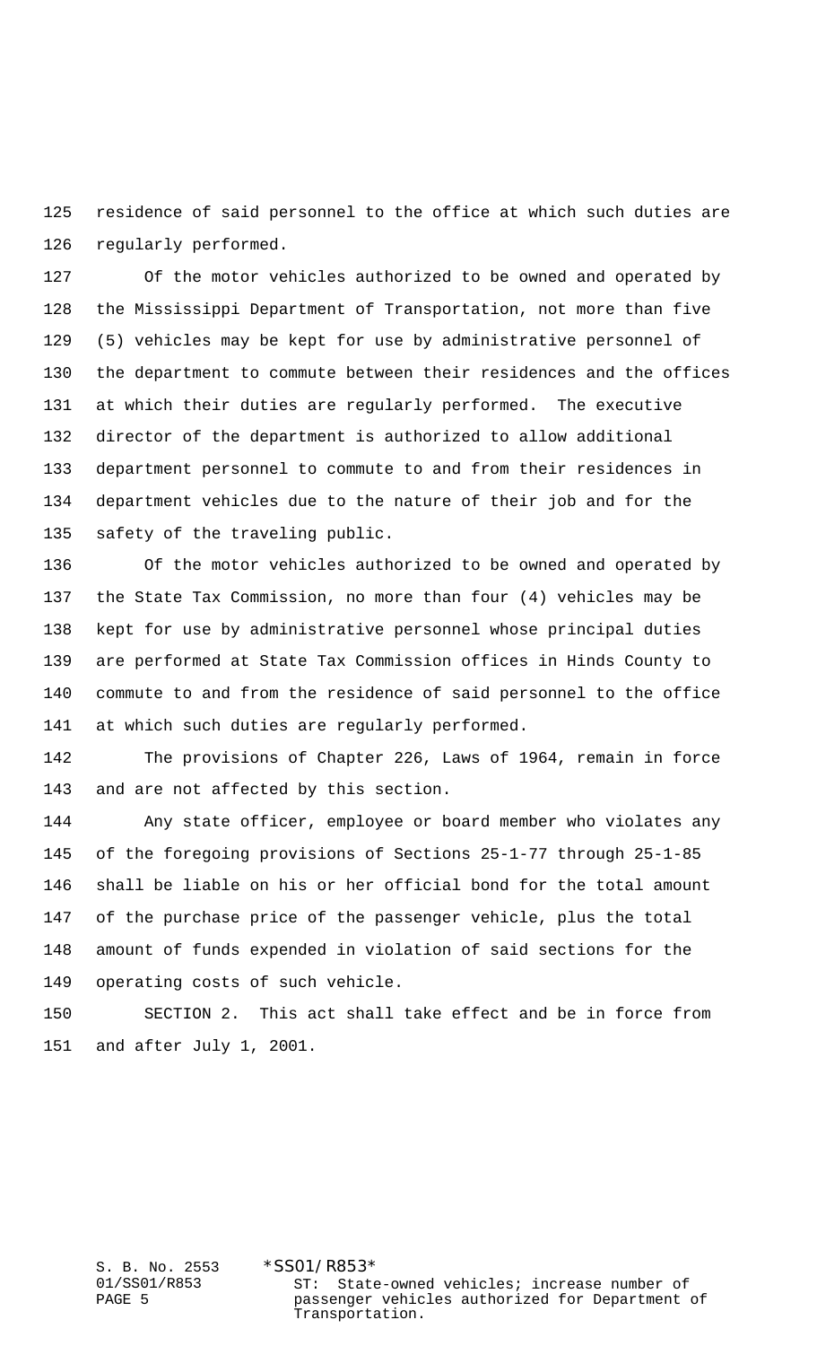residence of said personnel to the office at which such duties are regularly performed.

Of the motor vehicles authorized to be owned and operated by the Mississippi Department of Transportation, not more than five (5) vehicles may be kept for use by administrative personnel of the department to commute between their residences and the offices at which their duties are regularly performed. The executive director of the department is authorized to allow additional department personnel to commute to and from their residences in department vehicles due to the nature of their job and for the safety of the traveling public.

Of the motor vehicles authorized to be owned and operated by the State Tax Commission, no more than four (4) vehicles may be kept for use by administrative personnel whose principal duties are performed at State Tax Commission offices in Hinds County to commute to and from the residence of said personnel to the office at which such duties are regularly performed.

The provisions of Chapter 226, Laws of 1964, remain in force and are not affected by this section.

Any state officer, employee or board member who violates any of the foregoing provisions of Sections 25-1-77 through 25-1-85 shall be liable on his or her official bond for the total amount of the purchase price of the passenger vehicle, plus the total amount of funds expended in violation of said sections for the operating costs of such vehicle.

SECTION 2. This act shall take effect and be in force from and after July 1, 2001.